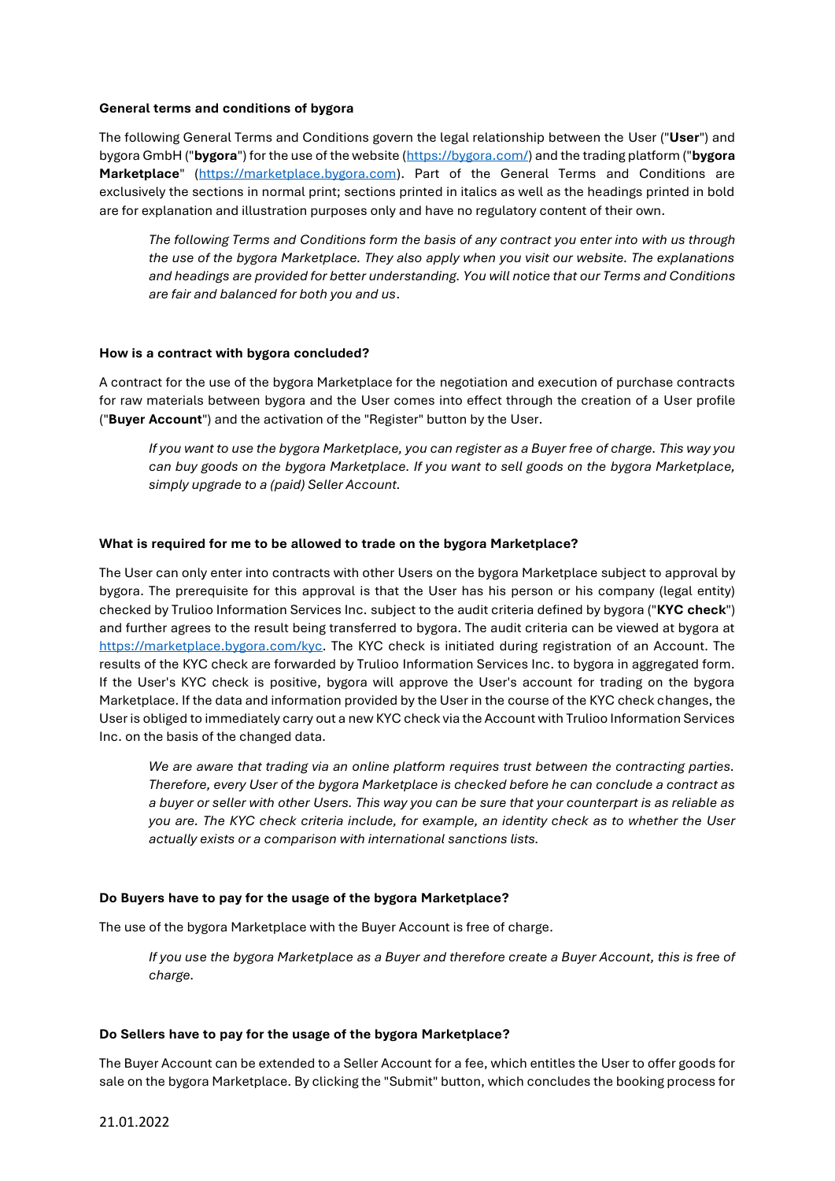**General terms and conditions of bygora**

The following General Terms and Conditions govern the legal relationship between the User ("**User**") and bygora GmbH ("**bygora**") for the use of the website (https://bygora.com/) and the trading platform ("**bygora Marketplace**" (https://marketplace.bygora.com). Part of the General Terms and Conditions are exclusively the sections in normal print; sections printed in italics as well as the headings printed in bold are for explanation and illustration purposes only and have no regulatory content of their own.

> *The following Terms and Conditions form the basis of any contract you enter into with us through the use of the bygora Marketplace. They also apply when you visit our website. The explanations and headings are provided for better understanding. You will notice that our Terms and Conditions are fair and balanced for both you and us.*

**How is a contract with bygora concluded?**

A contract for the use of the bygora Marketplace for the negotiation and execution of purchase contracts for raw materials between bygora and the User comes into effect through the creation of a User profile ("**Buyer Account**") and the activation of the "Register" button by the User.

> *If you want to use the bygora Marketplace, you can register as a Buyer free of charge. This way you can buy goods on the bygora Marketplace. If you want to sell goods on the bygora Marketplace, simply upgrade to a (paid) Seller Account.*

**What is required for me to be allowed to trade on the bygora Marketplace?**

The User can only enter into contracts with other Users on the bygora Marketplace subject to approval by bygora. The prerequisite for this approval is that the User has his person or his company (legal entity) checked by Trulioo Information Services Inc. subject to the audit criteria defined by bygora ("**KYC check**") and further agrees to the result being transferred to bygora. The audit criteria can be viewed at bygora at https://marketplace.bygora.com/kyc. The KYC check is initiated during registration of an Account. The results of the KYC check are forwarded by Trulioo Information Services Inc. to bygora in aggregated form. If the User's KYC check is positive, bygora will approve the User's account for trading on the bygora Marketplace. If the data and information provided by the User in the course of the KYC check changes, the User is obliged to immediately carry out a new KYC check via the Account with Trulioo Information Services Inc. on the basis of the changed data.

> *We are aware that trading via an online platform requires trust between the contracting parties. Therefore, every User of the bygora Marketplace is checked before he can conclude a contract as a buyer or seller with other Users. This way you can be sure that your counterpart is as reliable as you are. The KYC check criteria include, for example, an identity check as to whether the User actually exists or a comparison with international sanctions lists.*

**Do Buyers have to pay for the usage of the bygora Marketplace?**

The use of the bygora Marketplace with the Buyer Account is free of charge.

> *If you use the bygora Marketplace as a Buyer and therefore create a Buyer Account, this is free of charge.*

**Do Sellers have to pay for the usage of the bygora Marketplace?**

The Buyer Account can be extended to a Seller Account for a fee, which entitles the User to offer goods for sale on the bygora Marketplace. By clicking the "Submit" button, which concludes the booking process for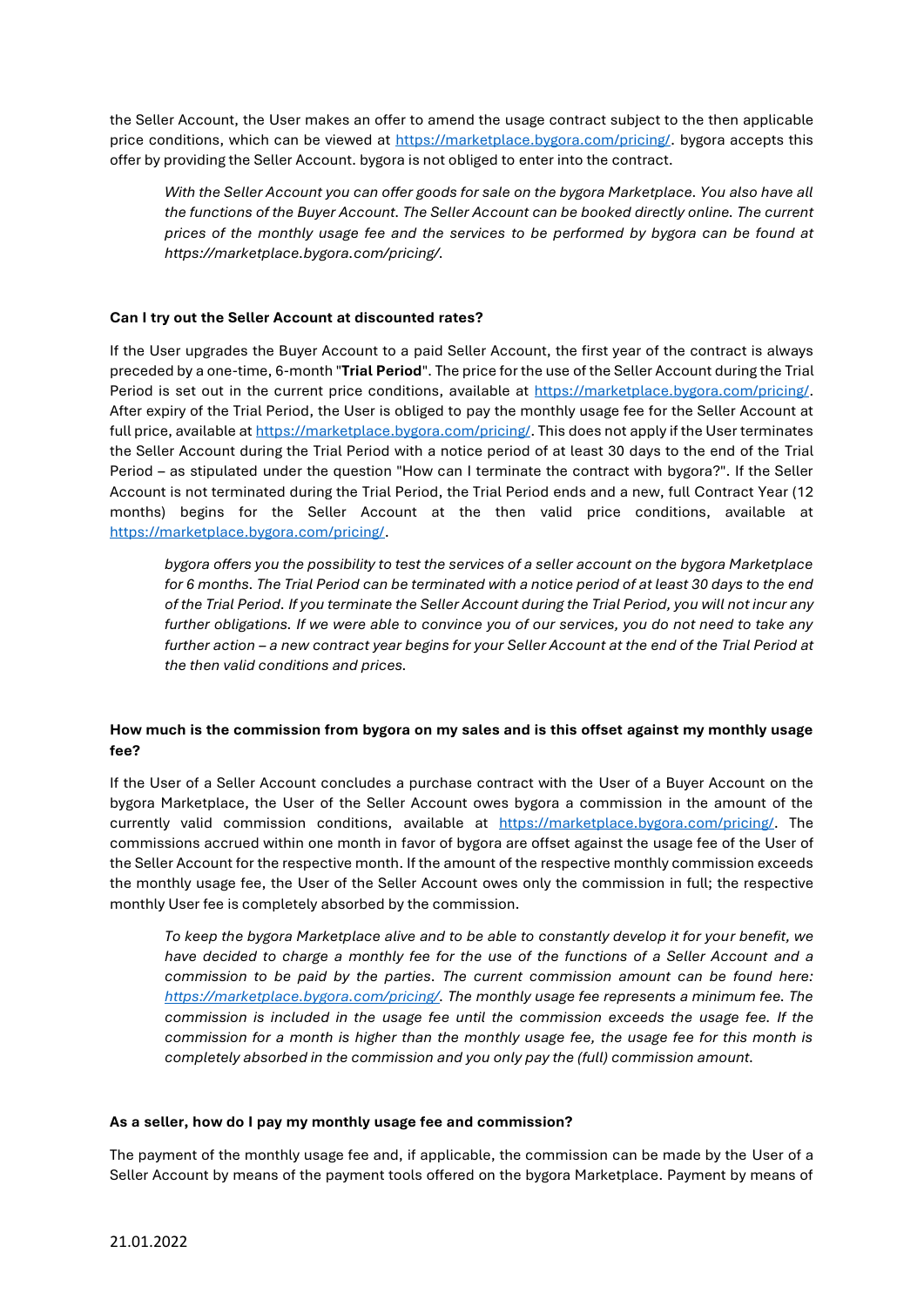the Seller Account, the User makes an offer to amend the usage contract subject to the then applicable price conditions, which can be viewed at [https://marketplace.bygora.com/pricing/](https://marketplace.bygora.com/pricing/). bygora accepts this offer by providing the Seller Account. bygora is not obliged to enter into the contract.

> *With the Seller Account you can offer goods for sale on the bygora Marketplace. You also have all the functions of the Buyer Account. The Seller Account can be booked directly online. The current prices of the monthly usage fee and the services to be performed by bygora can be found at https://marketplace.bygora.com/pricing/.*

**Can I try out the Seller Account at discounted rates?**

If the User upgrades the Buyer Account to a paid Seller Account, the first year of the contract is always preceded by a one-time, 6-month "**Trial Period**". The price for the use of the Seller Account during the Trial Period is set out in the current price conditions, available at [https://marketplace.bygora.com/pricing/](https://marketplace.bygora.com/pricing/). After expiry of the Trial Period, the User is obliged to pay the monthly usage fee for the Seller Account at full price, available at [https://marketplace.bygora.com/pricing/](https://marketplace.bygora.com/pricing/). This does not apply if the User terminates the Seller Account during the Trial Period with a notice period of at least 30 days to the end of the Trial Period – as stipulated under the question "How can I terminate the contract with bygora?". If the Seller Account is not terminated during the Trial Period, the Trial Period ends and a new, full Contract Year (12 months) begins for the Seller Account at the then valid price conditions, available at [https://marketplace.bygora.com/pricing/](https://marketplace.bygora.com/pricing/).

> *bygora offers you the possibility to test the services of a seller account on the bygora Marketplace for 6 months. The Trial Period can be terminated with a notice period of at least 30 days to the end of the Trial Period. If you terminate the Seller Account during the Trial Period, you will not incur any further obligations. If we were able to convince you of our services, you do not need to take any further action – a new contract year begins for your Seller Account at the end of the Trial Period at the then valid conditions and prices.*

**How much is the commission from bygora on my sales and is this offset against my monthly usage fee?**

If the User of a Seller Account concludes a purchase contract with the User of a Buyer Account on the bygora Marketplace, the User of the Seller Account owes bygora a commission in the amount of the currently valid commission conditions, available at [https://marketplace.bygora.com/pricing/](https://marketplace.bygora.com/pricing/). The commissions accrued within one month in favor of bygora are offset against the usage fee of the User of the Seller Account for the respective month. If the amount of the respective monthly commission exceeds the monthly usage fee, the User of the Seller Account owes only the commission in full; the respective monthly User fee is completely absorbed by the commission.

> *To keep the bygora Marketplace alive and to be able to constantly develop it for your benefit, we have decided to charge a monthly fee for the use of the functions of a Seller Account and a commission to be paid by the parties. The current commission amount can be found here: [https://marketplace.bygora.com/pricing/](https://marketplace.bygora.com/pricing/). The monthly usage fee represents a minimum fee. The commission is included in the usage fee until the commission exceeds the usage fee. If the commission for a month is higher than the monthly usage fee, the usage fee for this month is completely absorbed in the commission and you only pay the (full) commission amount.*

**As a seller, how do I pay my monthly usage fee and commission?**

The payment of the monthly usage fee and, if applicable, the commission can be made by the User of a Seller Account by means of the payment tools offered on the bygora Marketplace. Payment by means of

21.01.2022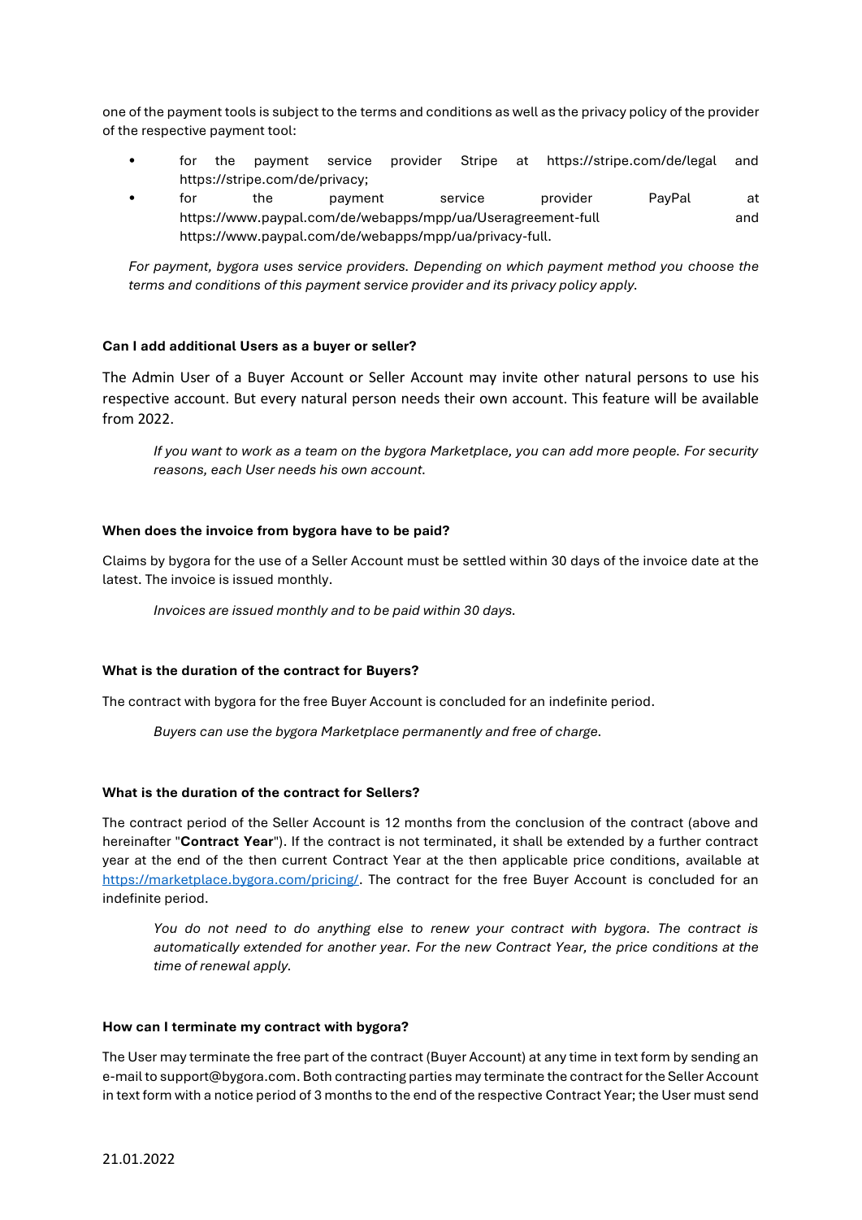one of the payment tools is subject to the terms and conditions as well as the privacy policy of the provider of the respective payment tool:

- for the payment service provider Stripe at https://stripe.com/de/legal and https://stripe.com/de/privacy;
- for the payment service provider PayPal at https://www.paypal.com/de/webapps/mpp/ua/Useragreement-full and https://www.paypal.com/de/webapps/mpp/ua/privacy-full.

*For payment, bygora uses service providers. Depending on which payment method you choose the terms and conditions of this payment service provider and its privacy policy apply.*

**Can I add additional Users as a buyer or seller?**

The Admin User of a Buyer Account or Seller Account may invite other natural persons to use his respective account. But every natural person needs their own account. This feature will be available from 2022.

*If you want to work as a team on the bygora Marketplace, you can add more people. For security reasons, each User needs his own account.*

**When does the invoice from bygora have to be paid?**

Claims by bygora for the use of a Seller Account must be settled within 30 days of the invoice date at the latest. The invoice is issued monthly.

*Invoices are issued monthly and to be paid within 30 days.*

**What is the duration of the contract for Buyers?**

The contract with bygora for the free Buyer Account is concluded for an indefinite period.

*Buyers can use the bygora Marketplace permanently and free of charge.*

**What is the duration of the contract for Sellers?**

The contract period of the Seller Account is 12 months from the conclusion of the contract (above and hereinafter "**Contract Year**"). If the contract is not terminated, it shall be extended by a further contract year at the end of the then current Contract Year at the then applicable price conditions, available at [https://marketplace.bygora.com/pricing/](https://marketplace.bygora.com/pricing/). The contract for the free Buyer Account is concluded for an indefinite period.

*You do not need to do anything else to renew your contract with bygora. The contract is automatically extended for another year. For the new Contract Year, the price conditions at the time of renewal apply.*

**How can I terminate my contract with bygora?**

The User may terminate the free part of the contract (Buyer Account) at any time in text form by sending an e-mail to support@bygora.com. Both contracting parties may terminate the contract for the Seller Account in text form with a notice period of 3 months to the end of the respective Contract Year; the User must send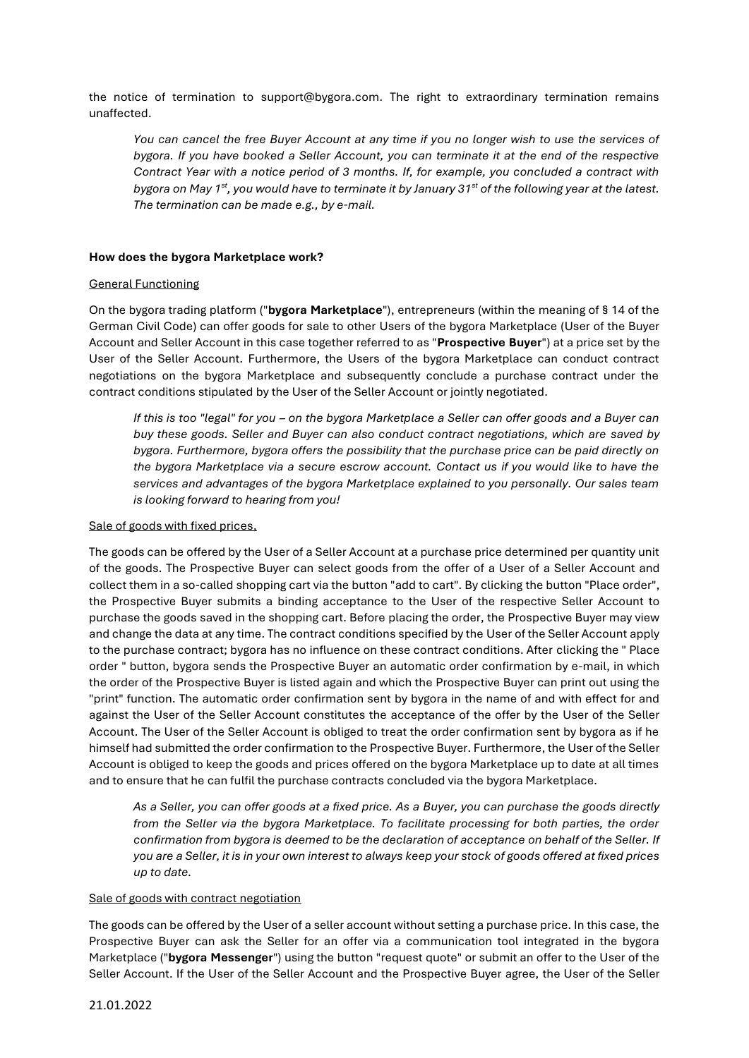the notice of termination to support@bygora.com. The right to extraordinary termination remains unaffected.

> *You can cancel the free Buyer Account at any time if you no longer wish to use the services of bygora. If you have booked a Seller Account, you can terminate it at the end of the respective Contract Year with a notice period of 3 months. If, for example, you concluded a contract with bygora on May 1st, you would have to terminate it by January 31st of the following year at the latest. The termination can be made e.g., by e-mail.*

**How does the bygora Marketplace work?**

General Functioning

On the bygora trading platform ("**bygora Marketplace**"), entrepreneurs (within the meaning of § 14 of the German Civil Code) can offer goods for sale to other Users of the bygora Marketplace (User of the Buyer Account and Seller Account in this case together referred to as "**Prospective Buyer**") at a price set by the User of the Seller Account. Furthermore, the Users of the bygora Marketplace can conduct contract negotiations on the bygora Marketplace and subsequently conclude a purchase contract under the contract conditions stipulated by the User of the Seller Account or jointly negotiated.

> *If this is too "legal" for you – on the bygora Marketplace a Seller can offer goods and a Buyer can buy these goods. Seller and Buyer can also conduct contract negotiations, which are saved by bygora. Furthermore, bygora offers the possibility that the purchase price can be paid directly on the bygora Marketplace via a secure escrow account. Contact us if you would like to have the services and advantages of the bygora Marketplace explained to you personally. Our sales team is looking forward to hearing from you!*

Sale of goods with fixed prices,

The goods can be offered by the User of a Seller Account at a purchase price determined per quantity unit of the goods. The Prospective Buyer can select goods from the offer of a User of a Seller Account and collect them in a so-called shopping cart via the button "add to cart". By clicking the button "Place order", the Prospective Buyer submits a binding acceptance to the User of the respective Seller Account to purchase the goods saved in the shopping cart. Before placing the order, the Prospective Buyer may view and change the data at any time. The contract conditions specified by the User of the Seller Account apply to the purchase contract; bygora has no influence on these contract conditions. After clicking the " Place order " button, bygora sends the Prospective Buyer an automatic order confirmation by e-mail, in which the order of the Prospective Buyer is listed again and which the Prospective Buyer can print out using the "print" function. The automatic order confirmation sent by bygora in the name of and with effect for and against the User of the Seller Account constitutes the acceptance of the offer by the User of the Seller Account. The User of the Seller Account is obliged to treat the order confirmation sent by bygora as if he himself had submitted the order confirmation to the Prospective Buyer. Furthermore, the User of the Seller Account is obliged to keep the goods and prices offered on the bygora Marketplace up to date at all times and to ensure that he can fulfil the purchase contracts concluded via the bygora Marketplace.

> *As a Seller, you can offer goods at a fixed price. As a Buyer, you can purchase the goods directly from the Seller via the bygora Marketplace. To facilitate processing for both parties, the order confirmation from bygora is deemed to be the declaration of acceptance on behalf of the Seller. If you are a Seller, it is in your own interest to always keep your stock of goods offered at fixed prices up to date.*

Sale of goods with contract negotiation

The goods can be offered by the User of a seller account without setting a purchase price. In this case, the Prospective Buyer can ask the Seller for an offer via a communication tool integrated in the bygora Marketplace ("**bygora Messenger**") using the button "request quote" or submit an offer to the User of the Seller Account. If the User of the Seller Account and the Prospective Buyer agree, the User of the Seller

21.01.2022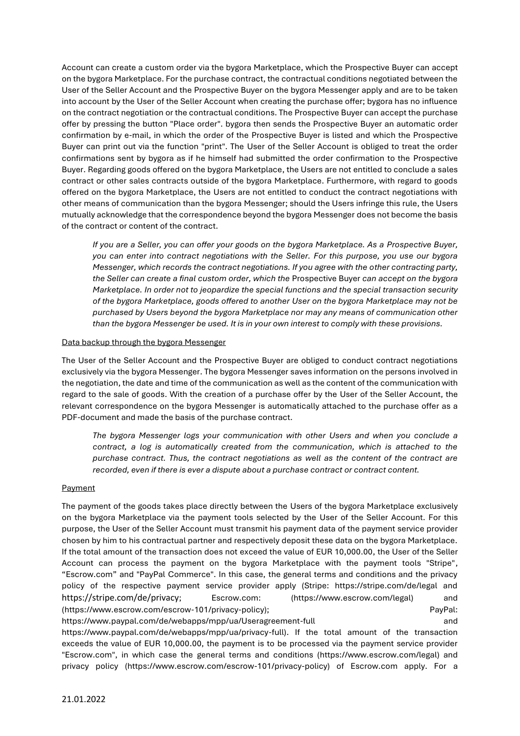Account can create a custom order via the bygora Marketplace, which the Prospective Buyer can accept on the bygora Marketplace. For the purchase contract, the contractual conditions negotiated between the User of the Seller Account and the Prospective Buyer on the bygora Messenger apply and are to be taken into account by the User of the Seller Account when creating the purchase offer; bygora has no influence on the contract negotiation or the contractual conditions. The Prospective Buyer can accept the purchase offer by pressing the button "Place order". bygora then sends the Prospective Buyer an automatic order confirmation by e-mail, in which the order of the Prospective Buyer is listed and which the Prospective Buyer can print out via the function "print". The User of the Seller Account is obliged to treat the order confirmations sent by bygora as if he himself had submitted the order confirmation to the Prospective Buyer. Regarding goods offered on the bygora Marketplace, the Users are not entitled to conclude a sales contract or other sales contracts outside of the bygora Marketplace. Furthermore, with regard to goods offered on the bygora Marketplace, the Users are not entitled to conduct the contract negotiations with other means of communication than the bygora Messenger; should the Users infringe this rule, the Users mutually acknowledge that the correspondence beyond the bygora Messenger does not become the basis of the contract or content of the contract.

> *If you are a Seller, you can offer your goods on the bygora Marketplace. As a Prospective Buyer, you can enter into contract negotiations with the Seller. For this purpose, you use our bygora Messenger, which records the contract negotiations. If you agree with the other contracting party, the Seller can create a final custom order, which the* Prospective Buyer *can accept on the bygora Marketplace. In order not to jeopardize the special functions and the special transaction security of the bygora Marketplace, goods offered to another User on the bygora Marketplace may not be purchased by Users beyond the bygora Marketplace nor may any means of communication other than the bygora Messenger be used. It is in your own interest to comply with these provisions.*

<u>Data backup through the bygora Messenger</u>

The User of the Seller Account and the Prospective Buyer are obliged to conduct contract negotiations exclusively via the bygora Messenger. The bygora Messenger saves information on the persons involved in the negotiation, the date and time of the communication as well as the content of the communication with regard to the sale of goods. With the creation of a purchase offer by the User of the Seller Account, the relevant correspondence on the bygora Messenger is automatically attached to the purchase offer as a PDF-document and made the basis of the purchase contract.

> *The bygora Messenger logs your communication with other Users and when you conclude a contract, a log is automatically created from the communication, which is attached to the purchase contract. Thus, the contract negotiations as well as the content of the contract are recorded, even if there is ever a dispute about a purchase contract or contract content.*

<u>Payment</u>

The payment of the goods takes place directly between the Users of the bygora Marketplace exclusively on the bygora Marketplace via the payment tools selected by the User of the Seller Account. For this purpose, the User of the Seller Account must transmit his payment data of the payment service provider chosen by him to his contractual partner and respectively deposit these data on the bygora Marketplace. If the total amount of the transaction does not exceed the value of EUR 10,000.00, the User of the Seller Account can process the payment on the bygora Marketplace with the payment tools "Stripe", "Escrow.com" and "PayPal Commerce". In this case, the general terms and conditions and the privacy policy of the respective payment service provider apply (Stripe: https://stripe.com/de/legal and https://stripe.com/de/privacy; Escrow.com: (https://www.escrow.com/legal) and (https://www.escrow.com/escrow-101/privacy-policy); PayPal: https://www.paypal.com/de/webapps/mpp/ua/Useragreement-full and https://www.paypal.com/de/webapps/mpp/ua/privacy-full). If the total amount of the transaction exceeds the value of EUR 10,000.00, the payment is to be processed via the payment service provider "Escrow.com", in which case the general terms and conditions (https://www.escrow.com/legal) and privacy policy (https://www.escrow.com/escrow-101/privacy-policy) of Escrow.com apply. For a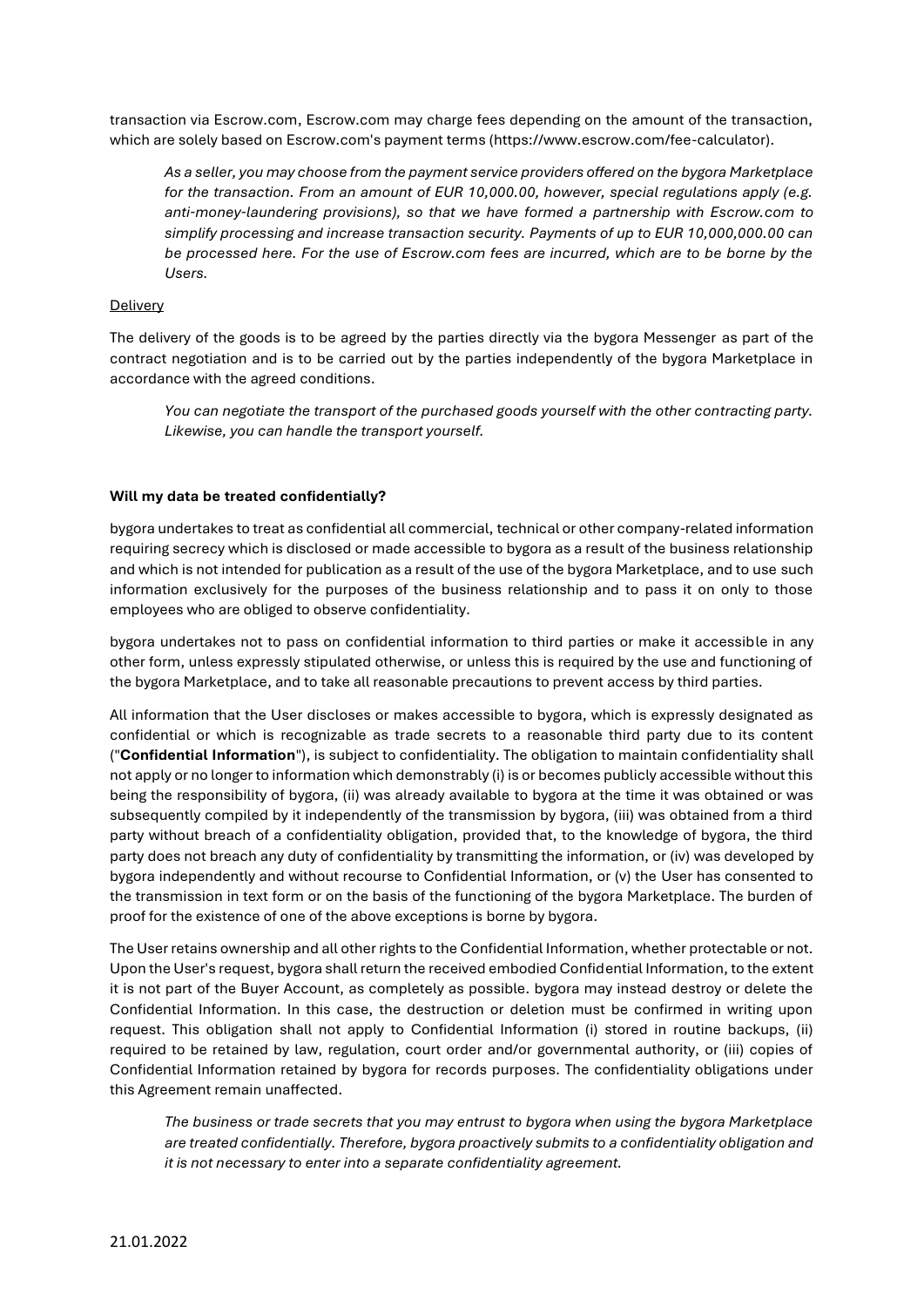transaction via Escrow.com, Escrow.com may charge fees depending on the amount of the transaction, which are solely based on Escrow.com's payment terms (https://www.escrow.com/fee-calculator).

*As a seller, you may choose from the payment service providers offered on the bygora Marketplace for the transaction. From an amount of EUR 10,000.00, however, special regulations apply (e.g. anti-money-laundering provisions), so that we have formed a partnership with Escrow.com to simplify processing and increase transaction security. Payments of up to EUR 10,000,000.00 can be processed here. For the use of Escrow.com fees are incurred, which are to be borne by the Users.*

<u>Delivery</u>

The delivery of the goods is to be agreed by the parties directly via the bygora Messenger as part of the contract negotiation and is to be carried out by the parties independently of the bygora Marketplace in accordance with the agreed conditions.

*You can negotiate the transport of the purchased goods yourself with the other contracting party. Likewise, you can handle the transport yourself.*

**Will my data be treated confidentially?**

bygora undertakes to treat as confidential all commercial, technical or other company-related information requiring secrecy which is disclosed or made accessible to bygora as a result of the business relationship and which is not intended for publication as a result of the use of the bygora Marketplace, and to use such information exclusively for the purposes of the business relationship and to pass it on only to those employees who are obliged to observe confidentiality.

bygora undertakes not to pass on confidential information to third parties or make it accessible in any other form, unless expressly stipulated otherwise, or unless this is required by the use and functioning of the bygora Marketplace, and to take all reasonable precautions to prevent access by third parties.

All information that the User discloses or makes accessible to bygora, which is expressly designated as confidential or which is recognizable as trade secrets to a reasonable third party due to its content ("**Confidential Information**"), is subject to confidentiality. The obligation to maintain confidentiality shall not apply or no longer to information which demonstrably (i) is or becomes publicly accessible without this being the responsibility of bygora, (ii) was already available to bygora at the time it was obtained or was subsequently compiled by it independently of the transmission by bygora, (iii) was obtained from a third party without breach of a confidentiality obligation, provided that, to the knowledge of bygora, the third party does not breach any duty of confidentiality by transmitting the information, or (iv) was developed by bygora independently and without recourse to Confidential Information, or (v) the User has consented to the transmission in text form or on the basis of the functioning of the bygora Marketplace. The burden of proof for the existence of one of the above exceptions is borne by bygora.

The User retains ownership and all other rights to the Confidential Information, whether protectable or not. Upon the User's request, bygora shall return the received embodied Confidential Information, to the extent it is not part of the Buyer Account, as completely as possible. bygora may instead destroy or delete the Confidential Information. In this case, the destruction or deletion must be confirmed in writing upon request. This obligation shall not apply to Confidential Information (i) stored in routine backups, (ii) required to be retained by law, regulation, court order and/or governmental authority, or (iii) copies of Confidential Information retained by bygora for records purposes. The confidentiality obligations under this Agreement remain unaffected.

*The business or trade secrets that you may entrust to bygora when using the bygora Marketplace are treated confidentially. Therefore, bygora proactively submits to a confidentiality obligation and it is not necessary to enter into a separate confidentiality agreement.*

21.01.2022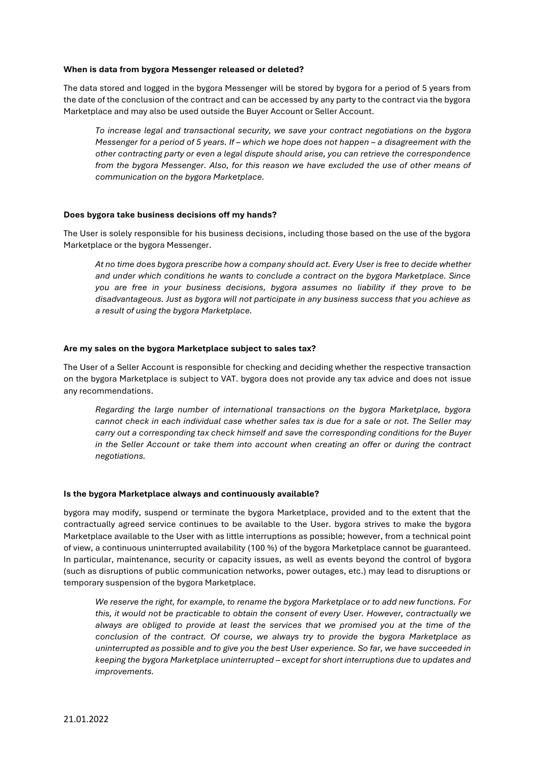**When is data from bygora Messenger released or deleted?**

The data stored and logged in the bygora Messenger will be stored by bygora for a period of 5 years from the date of the conclusion of the contract and can be accessed by any party to the contract via the bygora Marketplace and may also be used outside the Buyer Account or Seller Account.

> *To increase legal and transactional security, we save your contract negotiations on the bygora Messenger for a period of 5 years. If – which we hope does not happen – a disagreement with the other contracting party or even a legal dispute should arise, you can retrieve the correspondence from the bygora Messenger. Also, for this reason we have excluded the use of other means of communication on the bygora Marketplace.*

**Does bygora take business decisions off my hands?**

The User is solely responsible for his business decisions, including those based on the use of the bygora Marketplace or the bygora Messenger.

> *At no time does bygora prescribe how a company should act. Every User is free to decide whether and under which conditions he wants to conclude a contract on the bygora Marketplace. Since you are free in your business decisions, bygora assumes no liability if they prove to be disadvantageous. Just as bygora will not participate in any business success that you achieve as a result of using the bygora Marketplace.*

**Are my sales on the bygora Marketplace subject to sales tax?**

The User of a Seller Account is responsible for checking and deciding whether the respective transaction on the bygora Marketplace is subject to VAT. bygora does not provide any tax advice and does not issue any recommendations.

> *Regarding the large number of international transactions on the bygora Marketplace, bygora cannot check in each individual case whether sales tax is due for a sale or not. The Seller may carry out a corresponding tax check himself and save the corresponding conditions for the Buyer in the Seller Account or take them into account when creating an offer or during the contract negotiations.*

**Is the bygora Marketplace always and continuously available?**

bygora may modify, suspend or terminate the bygora Marketplace, provided and to the extent that the contractually agreed service continues to be available to the User. bygora strives to make the bygora Marketplace available to the User with as little interruptions as possible; however, from a technical point of view, a continuous uninterrupted availability (100 %) of the bygora Marketplace cannot be guaranteed. In particular, maintenance, security or capacity issues, as well as events beyond the control of bygora (such as disruptions of public communication networks, power outages, etc.) may lead to disruptions or temporary suspension of the bygora Marketplace.

> *We reserve the right, for example, to rename the bygora Marketplace or to add new functions. For this, it would not be practicable to obtain the consent of every User. However, contractually we always are obliged to provide at least the services that we promised you at the time of the conclusion of the contract. Of course, we always try to provide the bygora Marketplace as uninterrupted as possible and to give you the best User experience. So far, we have succeeded in keeping the bygora Marketplace uninterrupted – except for short interruptions due to updates and improvements.*

21.01.2022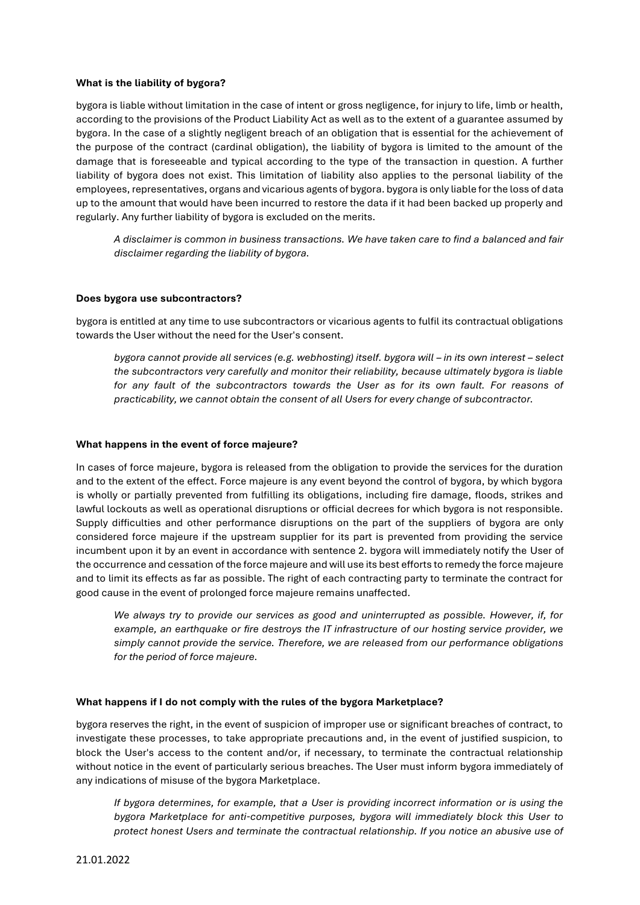**What is the liability of bygora?**

bygora is liable without limitation in the case of intent or gross negligence, for injury to life, limb or health, according to the provisions of the Product Liability Act as well as to the extent of a guarantee assumed by bygora. In the case of a slightly negligent breach of an obligation that is essential for the achievement of the purpose of the contract (cardinal obligation), the liability of bygora is limited to the amount of the damage that is foreseeable and typical according to the type of the transaction in question. A further liability of bygora does not exist. This limitation of liability also applies to the personal liability of the employees, representatives, organs and vicarious agents of bygora. bygora is only liable for the loss of data up to the amount that would have been incurred to restore the data if it had been backed up properly and regularly. Any further liability of bygora is excluded on the merits.

> *A disclaimer is common in business transactions. We have taken care to find a balanced and fair disclaimer regarding the liability of bygora.*

**Does bygora use subcontractors?**

bygora is entitled at any time to use subcontractors or vicarious agents to fulfil its contractual obligations towards the User without the need for the User's consent.

> *bygora cannot provide all services (e.g. webhosting) itself. bygora will – in its own interest – select the subcontractors very carefully and monitor their reliability, because ultimately bygora is liable for any fault of the subcontractors towards the User as for its own fault. For reasons of practicability, we cannot obtain the consent of all Users for every change of subcontractor.*

**What happens in the event of force majeure?**

In cases of force majeure, bygora is released from the obligation to provide the services for the duration and to the extent of the effect. Force majeure is any event beyond the control of bygora, by which bygora is wholly or partially prevented from fulfilling its obligations, including fire damage, floods, strikes and lawful lockouts as well as operational disruptions or official decrees for which bygora is not responsible. Supply difficulties and other performance disruptions on the part of the suppliers of bygora are only considered force majeure if the upstream supplier for its part is prevented from providing the service incumbent upon it by an event in accordance with sentence 2. bygora will immediately notify the User of the occurrence and cessation of the force majeure and will use its best efforts to remedy the force majeure and to limit its effects as far as possible. The right of each contracting party to terminate the contract for good cause in the event of prolonged force majeure remains unaffected.

> *We always try to provide our services as good and uninterrupted as possible. However, if, for example, an earthquake or fire destroys the IT infrastructure of our hosting service provider, we simply cannot provide the service. Therefore, we are released from our performance obligations for the period of force majeure.*

**What happens if I do not comply with the rules of the bygora Marketplace?**

bygora reserves the right, in the event of suspicion of improper use or significant breaches of contract, to investigate these processes, to take appropriate precautions and, in the event of justified suspicion, to block the User's access to the content and/or, if necessary, to terminate the contractual relationship without notice in the event of particularly serious breaches. The User must inform bygora immediately of any indications of misuse of the bygora Marketplace.

> *If bygora determines, for example, that a User is providing incorrect information or is using the bygora Marketplace for anti-competitive purposes, bygora will immediately block this User to protect honest Users and terminate the contractual relationship. If you notice an abusive use of*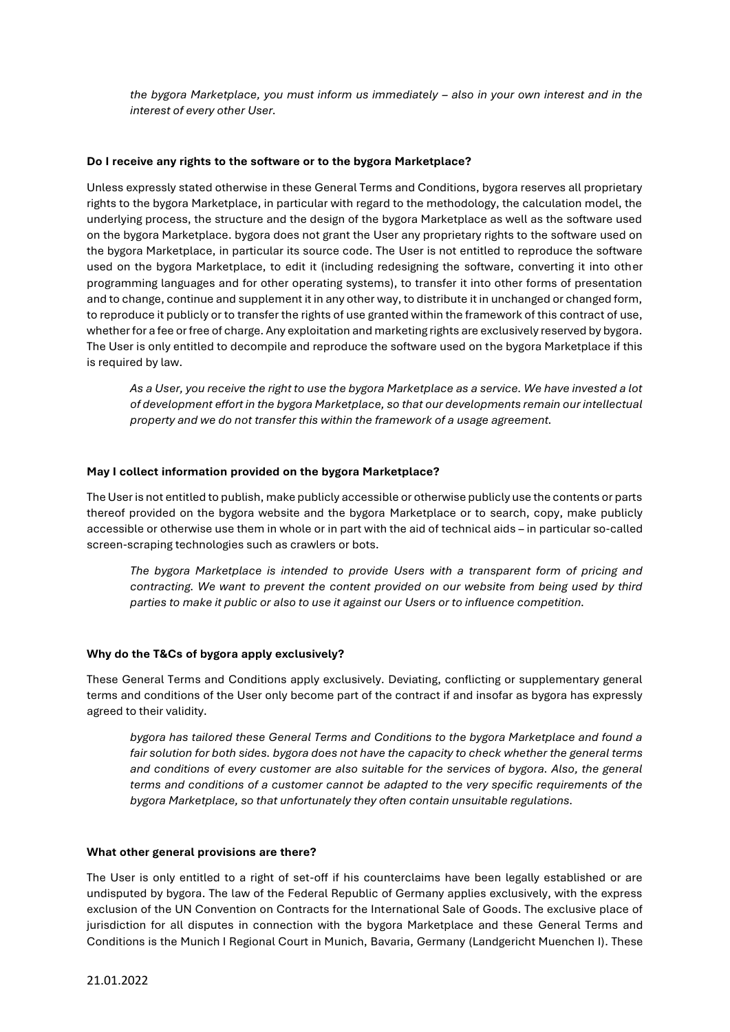*the bygora Marketplace, you must inform us immediately – also in your own interest and in the interest of every other User.*

**Do I receive any rights to the software or to the bygora Marketplace?**

Unless expressly stated otherwise in these General Terms and Conditions, bygora reserves all proprietary rights to the bygora Marketplace, in particular with regard to the methodology, the calculation model, the underlying process, the structure and the design of the bygora Marketplace as well as the software used on the bygora Marketplace. bygora does not grant the User any proprietary rights to the software used on the bygora Marketplace, in particular its source code. The User is not entitled to reproduce the software used on the bygora Marketplace, to edit it (including redesigning the software, converting it into other programming languages and for other operating systems), to transfer it into other forms of presentation and to change, continue and supplement it in any other way, to distribute it in unchanged or changed form, to reproduce it publicly or to transfer the rights of use granted within the framework of this contract of use, whether for a fee or free of charge. Any exploitation and marketing rights are exclusively reserved by bygora. The User is only entitled to decompile and reproduce the software used on the bygora Marketplace if this is required by law.

*As a User, you receive the right to use the bygora Marketplace as a service. We have invested a lot of development effort in the bygora Marketplace, so that our developments remain our intellectual property and we do not transfer this within the framework of a usage agreement.*

**May I collect information provided on the bygora Marketplace?**

The User is not entitled to publish, make publicly accessible or otherwise publicly use the contents or parts thereof provided on the bygora website and the bygora Marketplace or to search, copy, make publicly accessible or otherwise use them in whole or in part with the aid of technical aids – in particular so-called screen-scraping technologies such as crawlers or bots.

*The bygora Marketplace is intended to provide Users with a transparent form of pricing and contracting. We want to prevent the content provided on our website from being used by third parties to make it public or also to use it against our Users or to influence competition.*

**Why do the T&Cs of bygora apply exclusively?**

These General Terms and Conditions apply exclusively. Deviating, conflicting or supplementary general terms and conditions of the User only become part of the contract if and insofar as bygora has expressly agreed to their validity.

*bygora has tailored these General Terms and Conditions to the bygora Marketplace and found a fair solution for both sides. bygora does not have the capacity to check whether the general terms and conditions of every customer are also suitable for the services of bygora. Also, the general terms and conditions of a customer cannot be adapted to the very specific requirements of the bygora Marketplace, so that unfortunately they often contain unsuitable regulations.*

**What other general provisions are there?**

The User is only entitled to a right of set-off if his counterclaims have been legally established or are undisputed by bygora. The law of the Federal Republic of Germany applies exclusively, with the express exclusion of the UN Convention on Contracts for the International Sale of Goods. The exclusive place of jurisdiction for all disputes in connection with the bygora Marketplace and these General Terms and Conditions is the Munich I Regional Court in Munich, Bavaria, Germany (Landgericht Muenchen I). These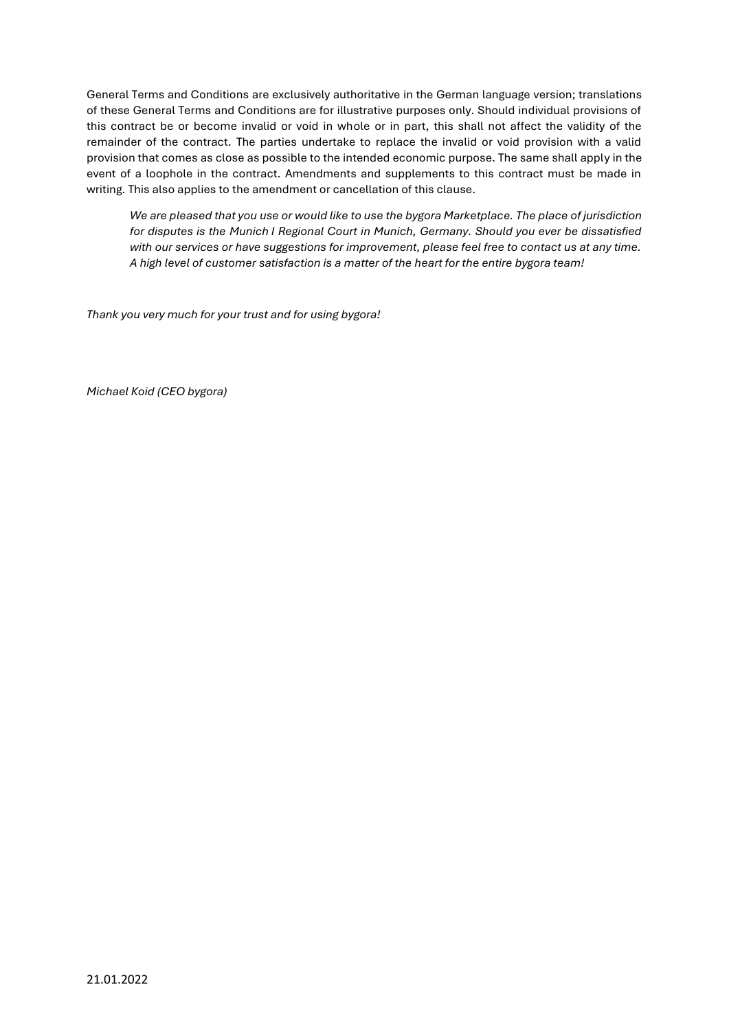General Terms and Conditions are exclusively authoritative in the German language version; translations of these General Terms and Conditions are for illustrative purposes only. Should individual provisions of this contract be or become invalid or void in whole or in part, this shall not affect the validity of the remainder of the contract. The parties undertake to replace the invalid or void provision with a valid provision that comes as close as possible to the intended economic purpose. The same shall apply in the event of a loophole in the contract. Amendments and supplements to this contract must be made in writing. This also applies to the amendment or cancellation of this clause.

> *We are pleased that you use or would like to use the bygora Marketplace. The place of jurisdiction for disputes is the Munich I Regional Court in Munich, Germany. Should you ever be dissatisfied with our services or have suggestions for improvement, please feel free to contact us at any time. A high level of customer satisfaction is a matter of the heart for the entire bygora team!*

*Thank you very much for your trust and for using bygora!*

*Michael Koid (CEO bygora)*

21.01.2022